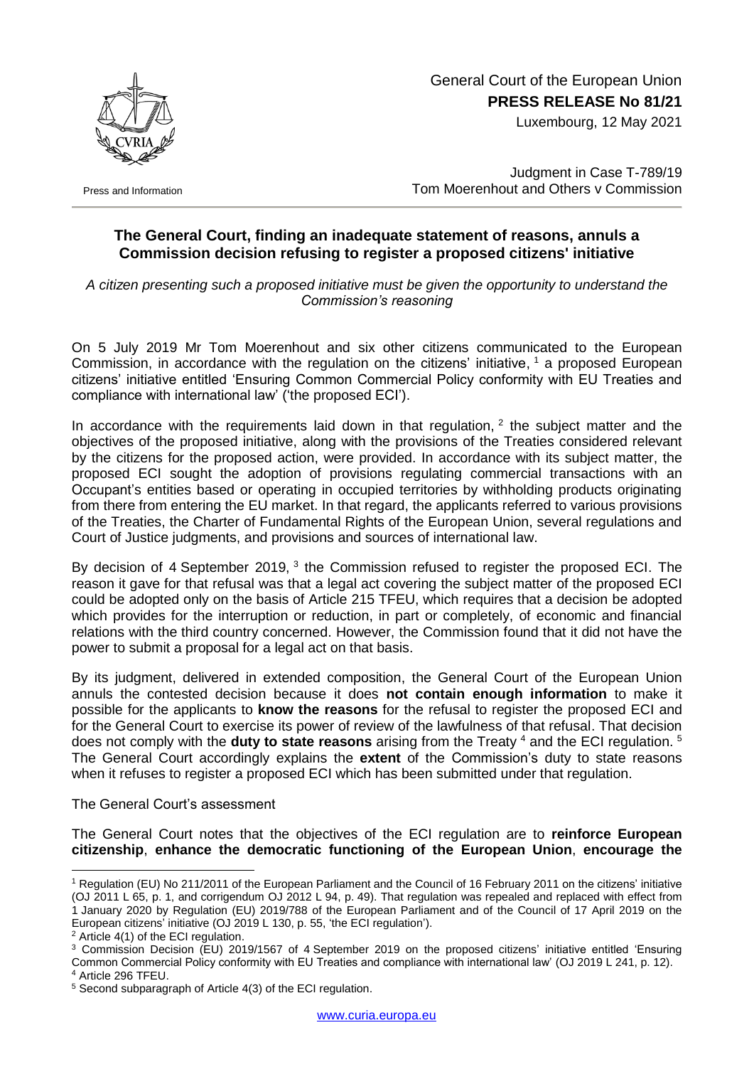General Court of the European Union
**PRESS RELEASE No 81/21**
Luxembourg, 12 May 2021

Press and Information

Judgment in Case T-789/19
Tom Moerenhout and Others v Commission

## The General Court, finding an inadequate statement of reasons, annuls a Commission decision refusing to register a proposed citizens' initiative

*A citizen presenting such a proposed initiative must be given the opportunity to understand the Commission's reasoning*

On 5 July 2019 Mr Tom Moerenhout and six other citizens communicated to the European Commission, in accordance with the regulation on the citizens' initiative, [1] a proposed European citizens' initiative entitled 'Ensuring Common Commercial Policy conformity with EU Treaties and compliance with international law' ('the proposed ECI').

In accordance with the requirements laid down in that regulation, [2] the subject matter and the objectives of the proposed initiative, along with the provisions of the Treaties considered relevant by the citizens for the proposed action, were provided. In accordance with its subject matter, the proposed ECI sought the adoption of provisions regulating commercial transactions with an Occupant's entities based or operating in occupied territories by withholding products originating from there from entering the EU market. In that regard, the applicants referred to various provisions of the Treaties, the Charter of Fundamental Rights of the European Union, several regulations and Court of Justice judgments, and provisions and sources of international law.

By decision of 4 September 2019, [3] the Commission refused to register the proposed ECI. The reason it gave for that refusal was that a legal act covering the subject matter of the proposed ECI could be adopted only on the basis of Article 215 TFEU, which requires that a decision be adopted which provides for the interruption or reduction, in part or completely, of economic and financial relations with the third country concerned. However, the Commission found that it did not have the power to submit a proposal for a legal act on that basis.

By its judgment, delivered in extended composition, the General Court of the European Union annuls the contested decision because it does **not contain enough information** to make it possible for the applicants to **know the reasons** for the refusal to register the proposed ECI and for the General Court to exercise its power of review of the lawfulness of that refusal. That decision does not comply with the **duty to state reasons** arising from the Treaty [4] and the ECI regulation. [5] The General Court accordingly explains the **extent** of the Commission's duty to state reasons when it refuses to register a proposed ECI which has been submitted under that regulation.

The General Court's assessment

The General Court notes that the objectives of the ECI regulation are to **reinforce European citizenship**, **enhance the democratic functioning of the European Union**, **encourage the**

---

[1] Regulation (EU) No 211/2011 of the European Parliament and the Council of 16 February 2011 on the citizens' initiative (OJ 2011 L 65, p. 1, and corrigendum OJ 2012 L 94, p. 49). That regulation was repealed and replaced with effect from 1 January 2020 by Regulation (EU) 2019/788 of the European Parliament and of the Council of 17 April 2019 on the European citizens' initiative (OJ 2019 L 130, p. 55, 'the ECI regulation').

[2] Article 4(1) of the ECI regulation.

[3] Commission Decision (EU) 2019/1567 of 4 September 2019 on the proposed citizens' initiative entitled 'Ensuring Common Commercial Policy conformity with EU Treaties and compliance with international law' (OJ 2019 L 241, p. 12).

[4] Article 296 TFEU.

[5] Second subparagraph of Article 4(3) of the ECI regulation.

www.curia.europa.eu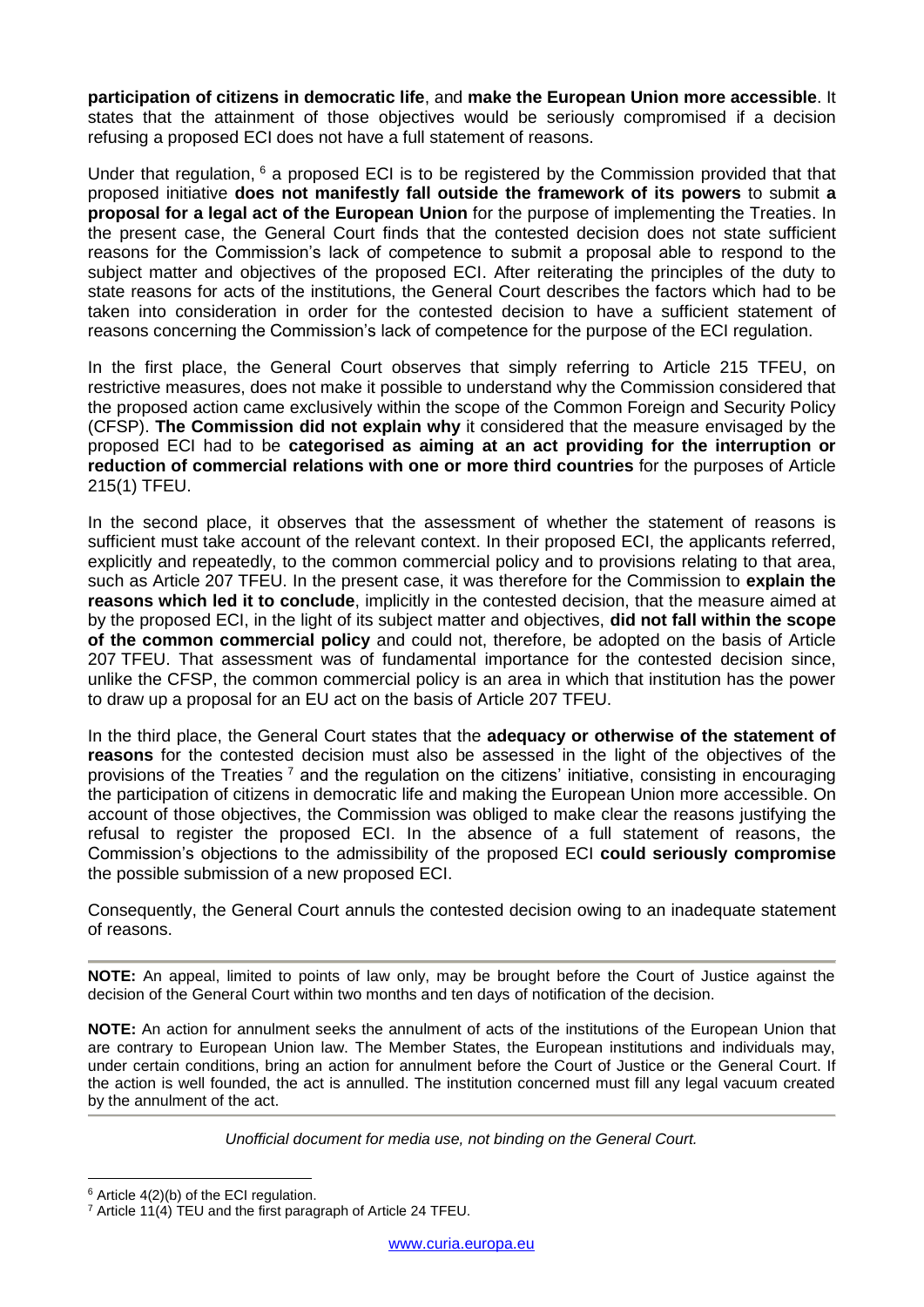**participation of citizens in democratic life**, and **make the European Union more accessible**. It states that the attainment of those objectives would be seriously compromised if a decision refusing a proposed ECI does not have a full statement of reasons.

Under that regulation, [6] a proposed ECI is to be registered by the Commission provided that that proposed initiative **does not manifestly fall outside the framework of its powers** to submit **a proposal for a legal act of the European Union** for the purpose of implementing the Treaties. In the present case, the General Court finds that the contested decision does not state sufficient reasons for the Commission's lack of competence to submit a proposal able to respond to the subject matter and objectives of the proposed ECI. After reiterating the principles of the duty to state reasons for acts of the institutions, the General Court describes the factors which had to be taken into consideration in order for the contested decision to have a sufficient statement of reasons concerning the Commission's lack of competence for the purpose of the ECI regulation.

In the first place, the General Court observes that simply referring to Article 215 TFEU, on restrictive measures, does not make it possible to understand why the Commission considered that the proposed action came exclusively within the scope of the Common Foreign and Security Policy (CFSP). **The Commission did not explain why** it considered that the measure envisaged by the proposed ECI had to be **categorised as aiming at an act providing for the interruption or reduction of commercial relations with one or more third countries** for the purposes of Article 215(1) TFEU.

In the second place, it observes that the assessment of whether the statement of reasons is sufficient must take account of the relevant context. In their proposed ECI, the applicants referred, explicitly and repeatedly, to the common commercial policy and to provisions relating to that area, such as Article 207 TFEU. In the present case, it was therefore for the Commission to **explain the reasons which led it to conclude**, implicitly in the contested decision, that the measure aimed at by the proposed ECI, in the light of its subject matter and objectives, **did not fall within the scope of the common commercial policy** and could not, therefore, be adopted on the basis of Article 207 TFEU. That assessment was of fundamental importance for the contested decision since, unlike the CFSP, the common commercial policy is an area in which that institution has the power to draw up a proposal for an EU act on the basis of Article 207 TFEU.

In the third place, the General Court states that the **adequacy or otherwise of the statement of reasons** for the contested decision must also be assessed in the light of the objectives of the provisions of the Treaties [7] and the regulation on the citizens' initiative, consisting in encouraging the participation of citizens in democratic life and making the European Union more accessible. On account of those objectives, the Commission was obliged to make clear the reasons justifying the refusal to register the proposed ECI. In the absence of a full statement of reasons, the Commission's objections to the admissibility of the proposed ECI **could seriously compromise** the possible submission of a new proposed ECI.

Consequently, the General Court annuls the contested decision owing to an inadequate statement of reasons.

---

**NOTE:** An appeal, limited to points of law only, may be brought before the Court of Justice against the decision of the General Court within two months and ten days of notification of the decision.

**NOTE:** An action for annulment seeks the annulment of acts of the institutions of the European Union that are contrary to European Union law. The Member States, the European institutions and individuals may, under certain conditions, bring an action for annulment before the Court of Justice or the General Court. If the action is well founded, the act is annulled. The institution concerned must fill any legal vacuum created by the annulment of the act.

---

*Unofficial document for media use, not binding on the General Court.*

[6] Article 4(2)(b) of the ECI regulation.

[7] Article 11(4) TEU and the first paragraph of Article 24 TFEU.

www.curia.europa.eu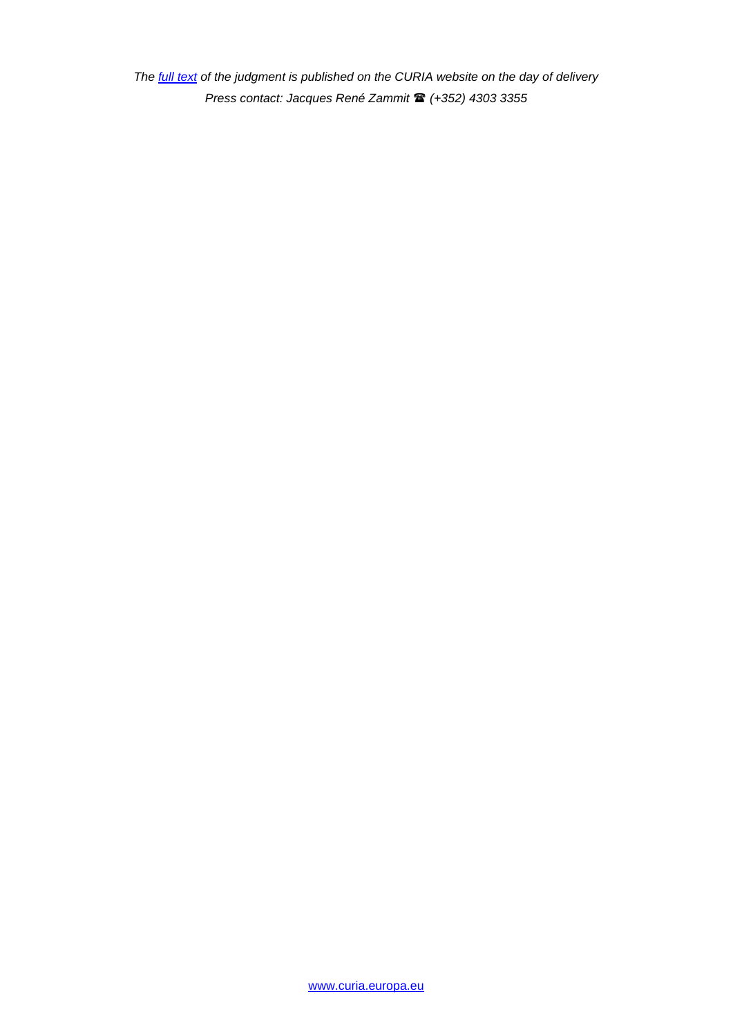*The [full text](full text) of the judgment is published on the CURIA website on the day of delivery*

*Press contact: Jacques René Zammit ☎ (+352) 4303 3355*

[www.curia.europa.eu](www.curia.europa.eu)